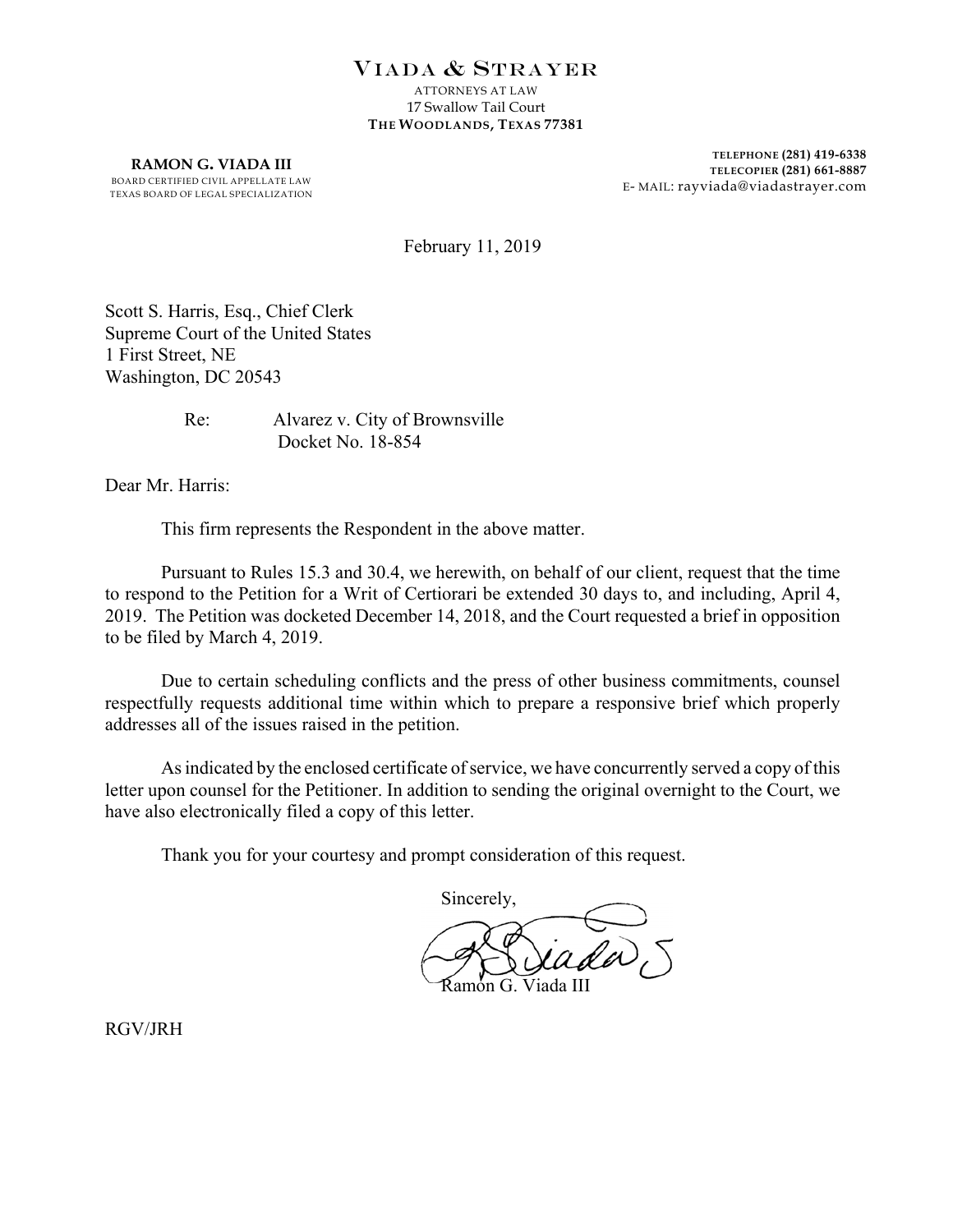# VIADA & STRAYER

ATTORNEYS AT LAW
17 Swallow Tail Court
**THE WOODLANDS, TEXAS 77381**

**RAMON G. VIADA III**
BOARD CERTIFIED CIVIL APPELLATE LAW
TEXAS BOARD OF LEGAL SPECIALIZATION

TELEPHONE **(281) 419-6338**
TELECOPIER **(281) 661-8887**
E- MAIL: rayviada@viadastrayer.com

February 11, 2019

Scott S. Harris, Esq., Chief Clerk
Supreme Court of the United States
1 First Street, NE
Washington, DC 20543

Re: Alvarez v. City of Brownsville
Docket No. 18-854

Dear Mr. Harris:

This firm represents the Respondent in the above matter.

Pursuant to Rules 15.3 and 30.4, we herewith, on behalf of our client, request that the time to respond to the Petition for a Writ of Certiorari be extended 30 days to, and including, April 4, 2019. The Petition was docketed December 14, 2018, and the Court requested a brief in opposition to be filed by March 4, 2019.

Due to certain scheduling conflicts and the press of other business commitments, counsel respectfully requests additional time within which to prepare a responsive brief which properly addresses all of the issues raised in the petition.

As indicated by the enclosed certificate of service, we have concurrently served a copy of this letter upon counsel for the Petitioner. In addition to sending the original overnight to the Court, we have also electronically filed a copy of this letter.

Thank you for your courtesy and prompt consideration of this request.

Sincerely,

Ramon G. Viada III

RGV/JRH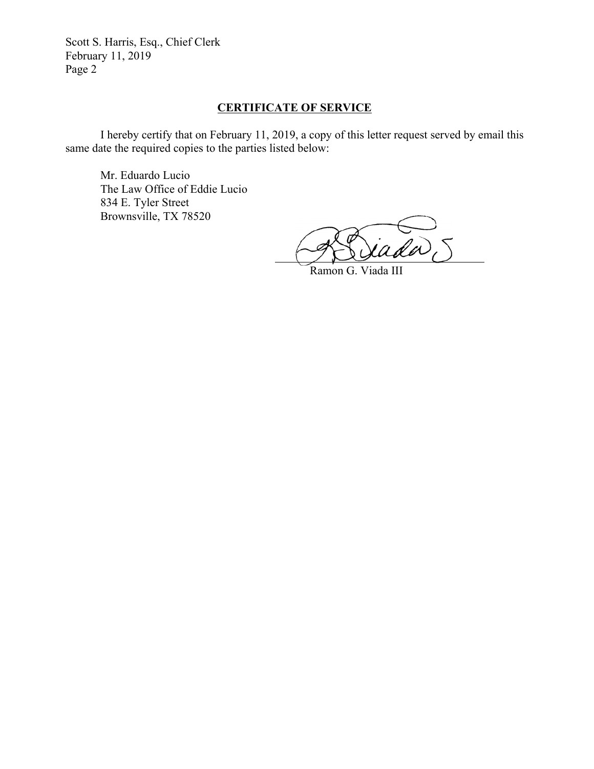## CERTIFICATE OF SERVICE

I hereby certify that on February 11, 2019, a copy of this letter request served by email this same date the required copies to the parties listed below:

Mr. Eduardo Lucio
The Law Office of Eddie Lucio
834 E. Tyler Street
Brownsville, TX 78520

Ramon G. Viada III